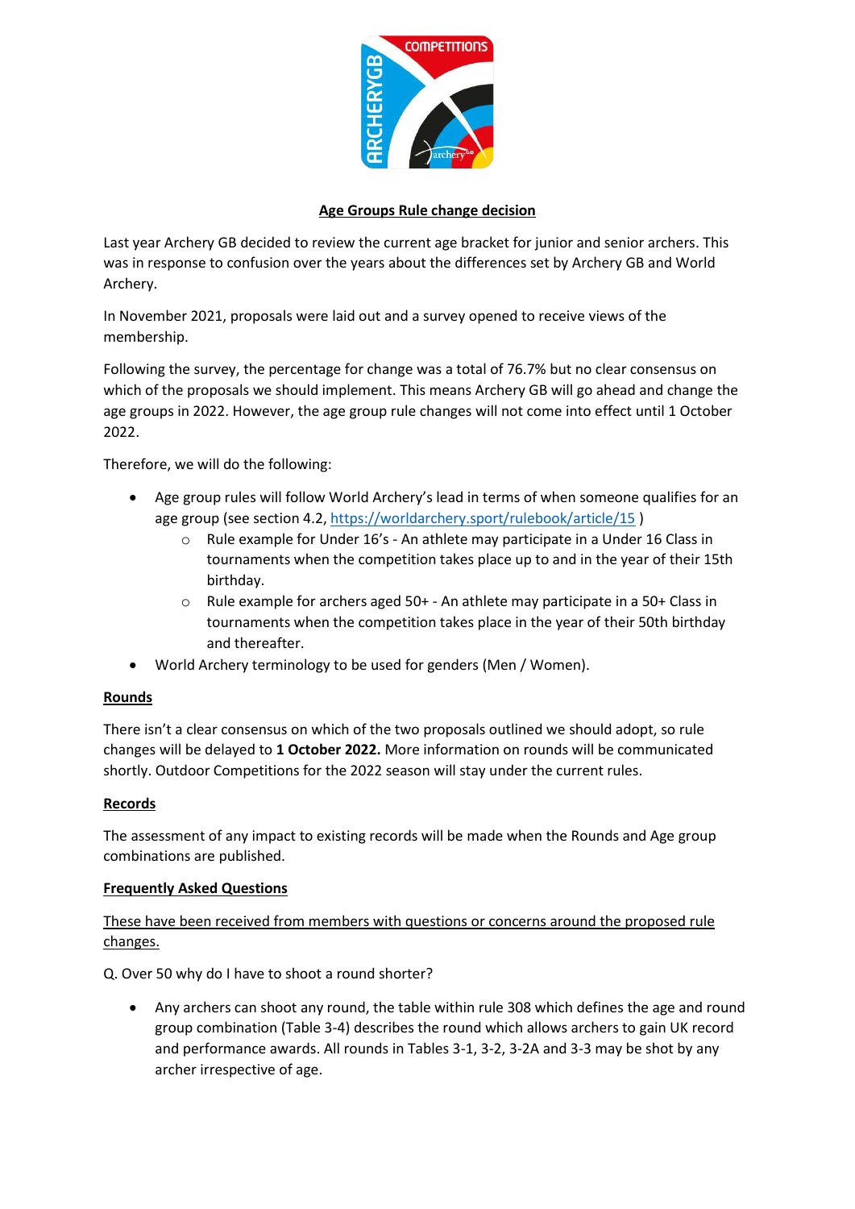## Age Groups Rule change decision

Last year Archery GB decided to review the current age bracket for junior and senior archers. This was in response to confusion over the years about the differences set by Archery GB and World Archery.

In November 2021, proposals were laid out and a survey opened to receive views of the membership.

Following the survey, the percentage for change was a total of 76.7% but no clear consensus on which of the proposals we should implement. This means Archery GB will go ahead and change the age groups in 2022. However, the age group rule changes will not come into effect until 1 October 2022.

Therefore, we will do the following:

- Age group rules will follow World Archery's lead in terms of when someone qualifies for an age group (see section 4.2, https://worldarchery.sport/rulebook/article/15 )
  - Rule example for Under 16's - An athlete may participate in a Under 16 Class in tournaments when the competition takes place up to and in the year of their 15th birthday.
  - Rule example for archers aged 50+ - An athlete may participate in a 50+ Class in tournaments when the competition takes place in the year of their 50th birthday and thereafter.
- World Archery terminology to be used for genders (Men / Women).

### Rounds

There isn't a clear consensus on which of the two proposals outlined we should adopt, so rule changes will be delayed to **1 October 2022.** More information on rounds will be communicated shortly. Outdoor Competitions for the 2022 season will stay under the current rules.

### Records

The assessment of any impact to existing records will be made when the Rounds and Age group combinations are published.

### Frequently Asked Questions

These have been received from members with questions or concerns around the proposed rule changes.

Q. Over 50 why do I have to shoot a round shorter?

- Any archers can shoot any round, the table within rule 308 which defines the age and round group combination (Table 3-4) describes the round which allows archers to gain UK record and performance awards. All rounds in Tables 3-1, 3-2, 3-2A and 3-3 may be shot by any archer irrespective of age.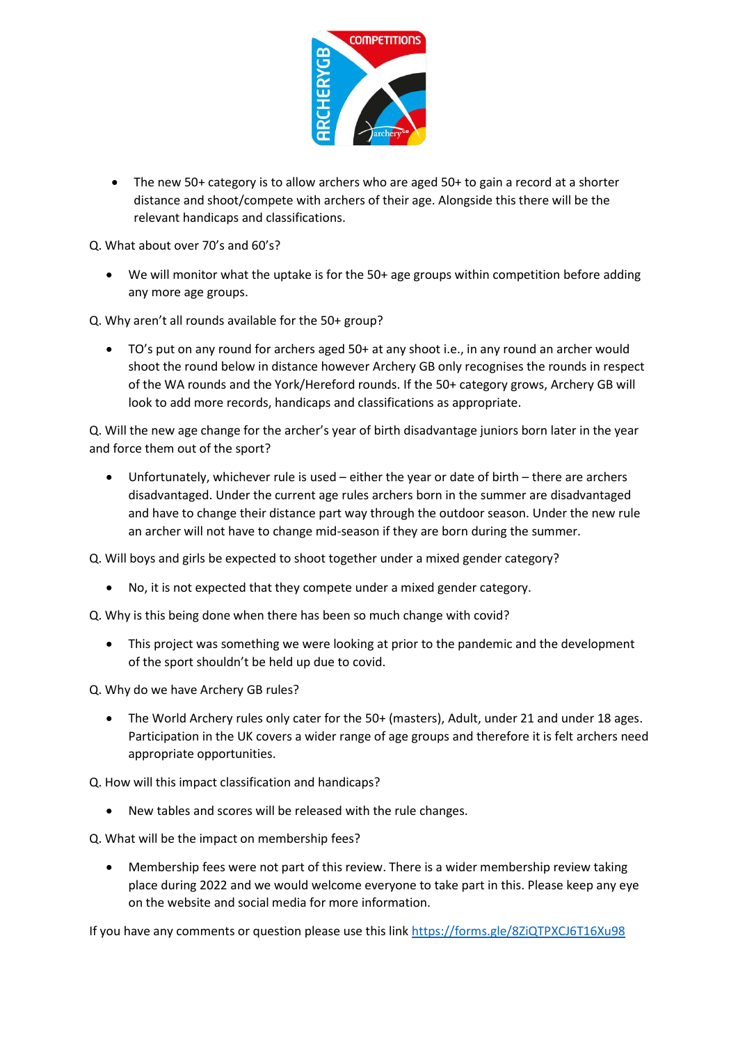- The new 50+ category is to allow archers who are aged 50+ to gain a record at a shorter distance and shoot/compete with archers of their age. Alongside this there will be the relevant handicaps and classifications.

Q. What about over 70's and 60's?

- We will monitor what the uptake is for the 50+ age groups within competition before adding any more age groups.

Q. Why aren't all rounds available for the 50+ group?

- TO's put on any round for archers aged 50+ at any shoot i.e., in any round an archer would shoot the round below in distance however Archery GB only recognises the rounds in respect of the WA rounds and the York/Hereford rounds. If the 50+ category grows, Archery GB will look to add more records, handicaps and classifications as appropriate.

Q. Will the new age change for the archer's year of birth disadvantage juniors born later in the year and force them out of the sport?

- Unfortunately, whichever rule is used – either the year or date of birth – there are archers disadvantaged. Under the current age rules archers born in the summer are disadvantaged and have to change their distance part way through the outdoor season. Under the new rule an archer will not have to change mid-season if they are born during the summer.

Q. Will boys and girls be expected to shoot together under a mixed gender category?

- No, it is not expected that they compete under a mixed gender category.

Q. Why is this being done when there has been so much change with covid?

- This project was something we were looking at prior to the pandemic and the development of the sport shouldn't be held up due to covid.

Q. Why do we have Archery GB rules?

- The World Archery rules only cater for the 50+ (masters), Adult, under 21 and under 18 ages. Participation in the UK covers a wider range of age groups and therefore it is felt archers need appropriate opportunities.

Q. How will this impact classification and handicaps?

- New tables and scores will be released with the rule changes.

Q. What will be the impact on membership fees?

- Membership fees were not part of this review. There is a wider membership review taking place during 2022 and we would welcome everyone to take part in this. Please keep any eye on the website and social media for more information.

If you have any comments or question please use this link [https://forms.gle/8ZiQTPXCJ6T16Xu98](https://forms.gle/8ZiQTPXCJ6T16Xu98)